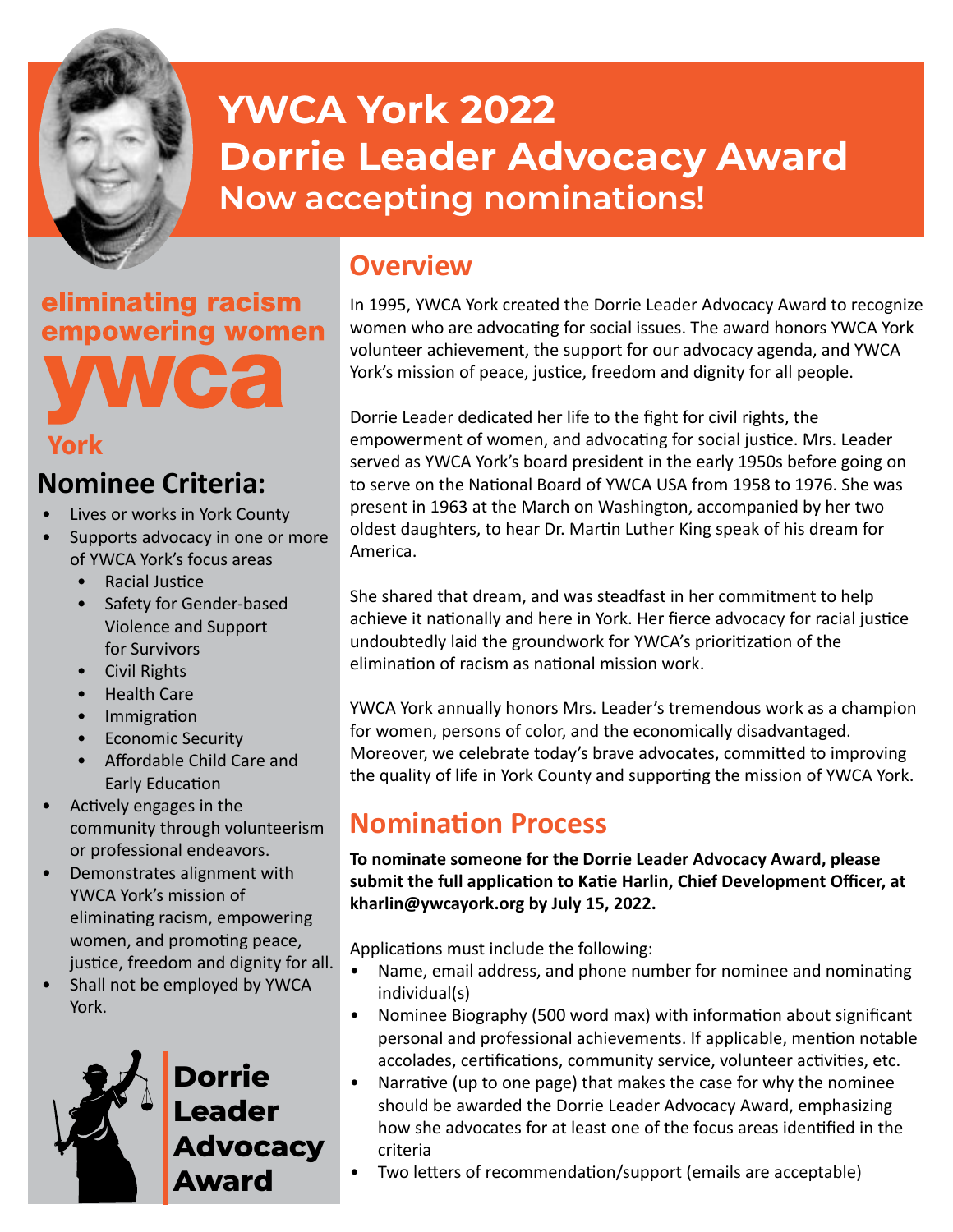# YWCA York 2022
# Dorrie Leader Advocacy Award
## Now accepting nominations!

eliminating racism
empowering women
**ywca**
**York**

## Nominee Criteria:

- Lives or works in York County
- Supports advocacy in one or more of YWCA York's focus areas
  - Racial Justice
  - Safety for Gender-based Violence and Support for Survivors
  - Civil Rights
  - Health Care
  - Immigration
  - Economic Security
  - Affordable Child Care and Early Education
- Actively engages in the community through volunteerism or professional endeavors.
- Demonstrates alignment with YWCA York's mission of eliminating racism, empowering women, and promoting peace, justice, freedom and dignity for all.
- Shall not be employed by YWCA York.

**Dorrie Leader Advocacy Award**

## Overview

In 1995, YWCA York created the Dorrie Leader Advocacy Award to recognize women who are advocating for social issues. The award honors YWCA York volunteer achievement, the support for our advocacy agenda, and YWCA York's mission of peace, justice, freedom and dignity for all people.

Dorrie Leader dedicated her life to the fight for civil rights, the empowerment of women, and advocating for social justice. Mrs. Leader served as YWCA York's board president in the early 1950s before going on to serve on the National Board of YWCA USA from 1958 to 1976. She was present in 1963 at the March on Washington, accompanied by her two oldest daughters, to hear Dr. Martin Luther King speak of his dream for America.

She shared that dream, and was steadfast in her commitment to help achieve it nationally and here in York. Her fierce advocacy for racial justice undoubtedly laid the groundwork for YWCA's prioritization of the elimination of racism as national mission work.

YWCA York annually honors Mrs. Leader's tremendous work as a champion for women, persons of color, and the economically disadvantaged. Moreover, we celebrate today's brave advocates, committed to improving the quality of life in York County and supporting the mission of YWCA York.

## Nomination Process

**To nominate someone for the Dorrie Leader Advocacy Award, please submit the full application to Katie Harlin, Chief Development Officer, at kharlin@ywcayork.org by July 15, 2022.**

Applications must include the following:

- Name, email address, and phone number for nominee and nominating individual(s)
- Nominee Biography (500 word max) with information about significant personal and professional achievements. If applicable, mention notable accolades, certifications, community service, volunteer activities, etc.
- Narrative (up to one page) that makes the case for why the nominee should be awarded the Dorrie Leader Advocacy Award, emphasizing how she advocates for at least one of the focus areas identified in the criteria
- Two letters of recommendation/support (emails are acceptable)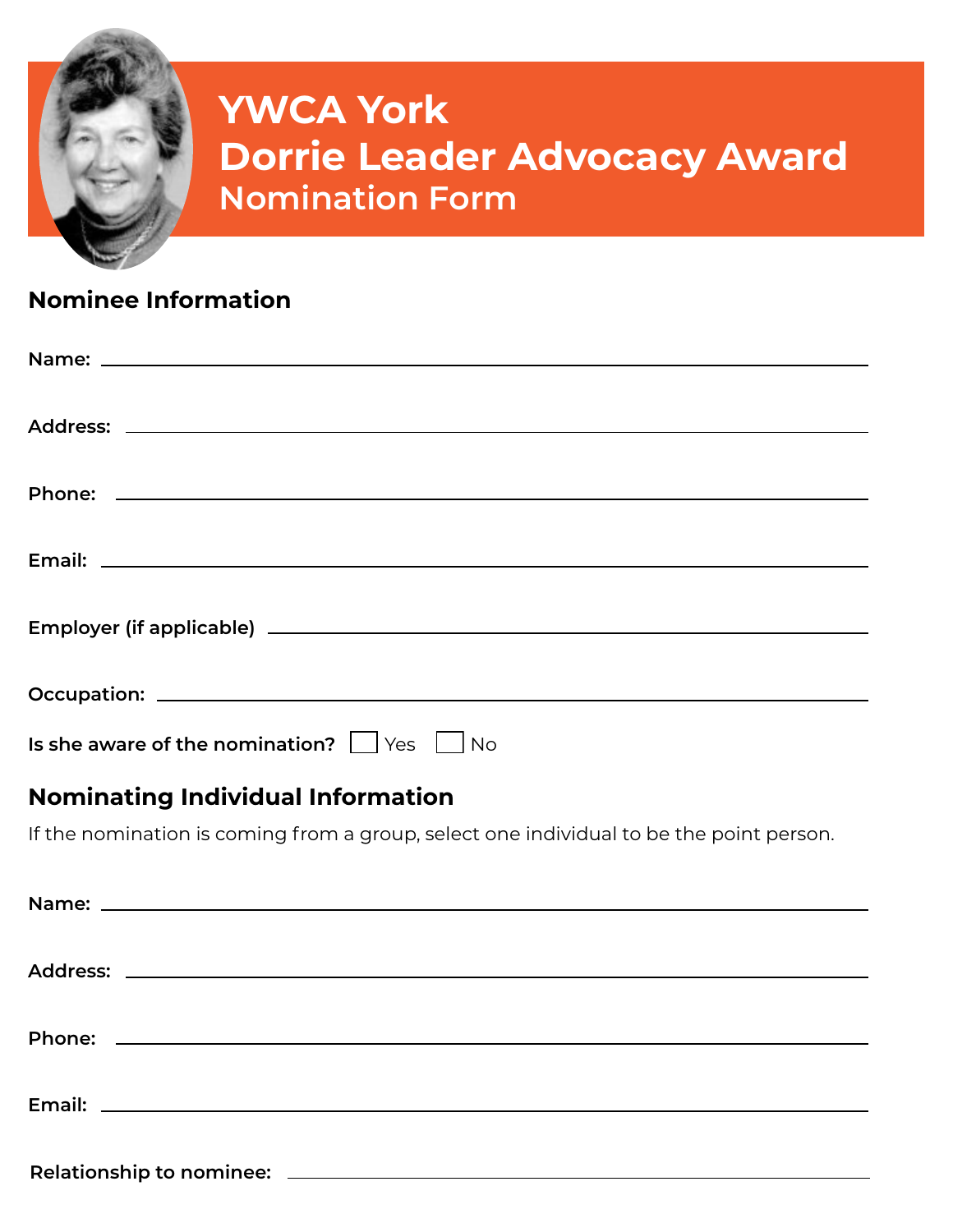# YWCA York
# Dorrie Leader Advocacy Award
## Nomination Form

### Nominee Information

Name: ______________________________

Address: ______________________________

Phone: ______________________________

Email: ______________________________

Employer (if applicable) ______________________________

Occupation: ______________________________

Is she aware of the nomination? ☐ Yes ☐ No

### Nominating Individual Information

If the nomination is coming from a group, select one individual to be the point person.

Name: ______________________________

Address: ______________________________

Phone: ______________________________

Email: ______________________________

Relationship to nominee: ______________________________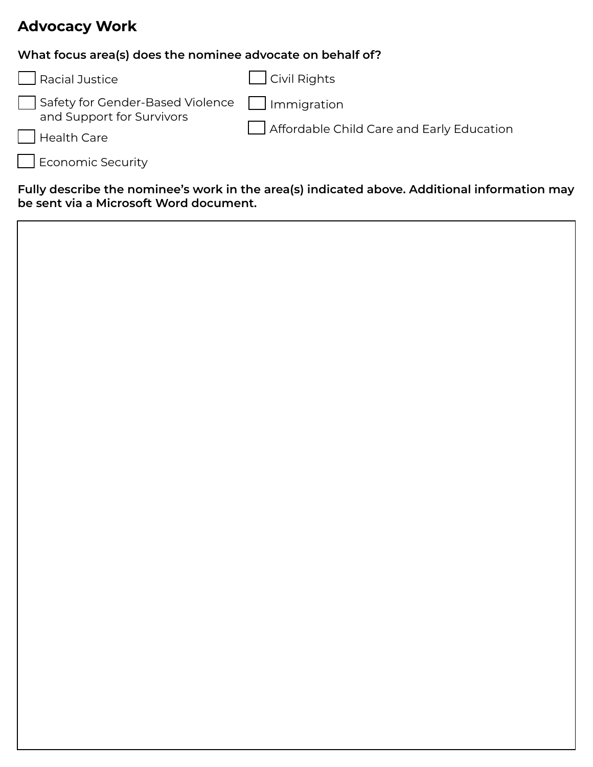## Advocacy Work

**What focus area(s) does the nominee advocate on behalf of?**

- [ ] Racial Justice
- [ ] Safety for Gender-Based Violence and Support for Survivors
- [ ] Health Care
- [ ] Economic Security
- [ ] Civil Rights
- [ ] Immigration
- [ ] Affordable Child Care and Early Education

**Fully describe the nominee's work in the area(s) indicated above. Additional information may be sent via a Microsoft Word document.**